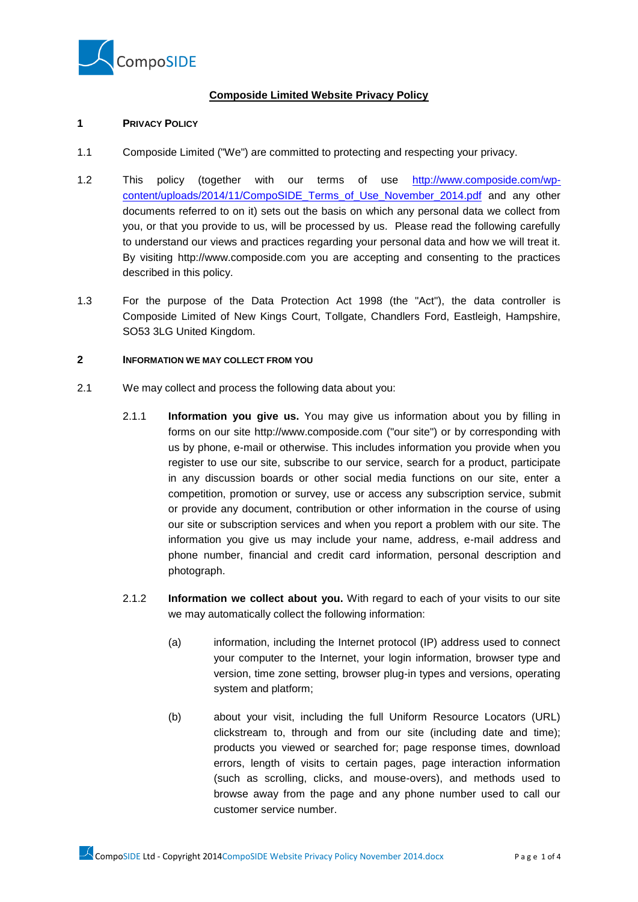**Composide Limited Website Privacy Policy**

## 1 PRIVACY POLICY

1.1 Composide Limited ("We") are committed to protecting and respecting your privacy.

1.2 This policy (together with our terms of use http://www.composide.com/wp-content/uploads/2014/11/CompoSIDE_Terms_of_Use_November_2014.pdf and any other documents referred to on it) sets out the basis on which any personal data we collect from you, or that you provide to us, will be processed by us. Please read the following carefully to understand our views and practices regarding your personal data and how we will treat it. By visiting http://www.composide.com you are accepting and consenting to the practices described in this policy.

1.3 For the purpose of the Data Protection Act 1998 (the "Act"), the data controller is Composide Limited of New Kings Court, Tollgate, Chandlers Ford, Eastleigh, Hampshire, SO53 3LG United Kingdom.

## 2 INFORMATION WE MAY COLLECT FROM YOU

2.1 We may collect and process the following data about you:

2.1.1 **Information you give us.** You may give us information about you by filling in forms on our site http://www.composide.com ("our site") or by corresponding with us by phone, e-mail or otherwise. This includes information you provide when you register to use our site, subscribe to our service, search for a product, participate in any discussion boards or other social media functions on our site, enter a competition, promotion or survey, use or access any subscription service, submit or provide any document, contribution or other information in the course of using our site or subscription services and when you report a problem with our site. The information you give us may include your name, address, e-mail address and phone number, financial and credit card information, personal description and photograph.

2.1.2 **Information we collect about you.** With regard to each of your visits to our site we may automatically collect the following information:

(a) information, including the Internet protocol (IP) address used to connect your computer to the Internet, your login information, browser type and version, time zone setting, browser plug-in types and versions, operating system and platform;

(b) about your visit, including the full Uniform Resource Locators (URL) clickstream to, through and from our site (including date and time); products you viewed or searched for; page response times, download errors, length of visits to certain pages, page interaction information (such as scrolling, clicks, and mouse-overs), and methods used to browse away from the page and any phone number used to call our customer service number.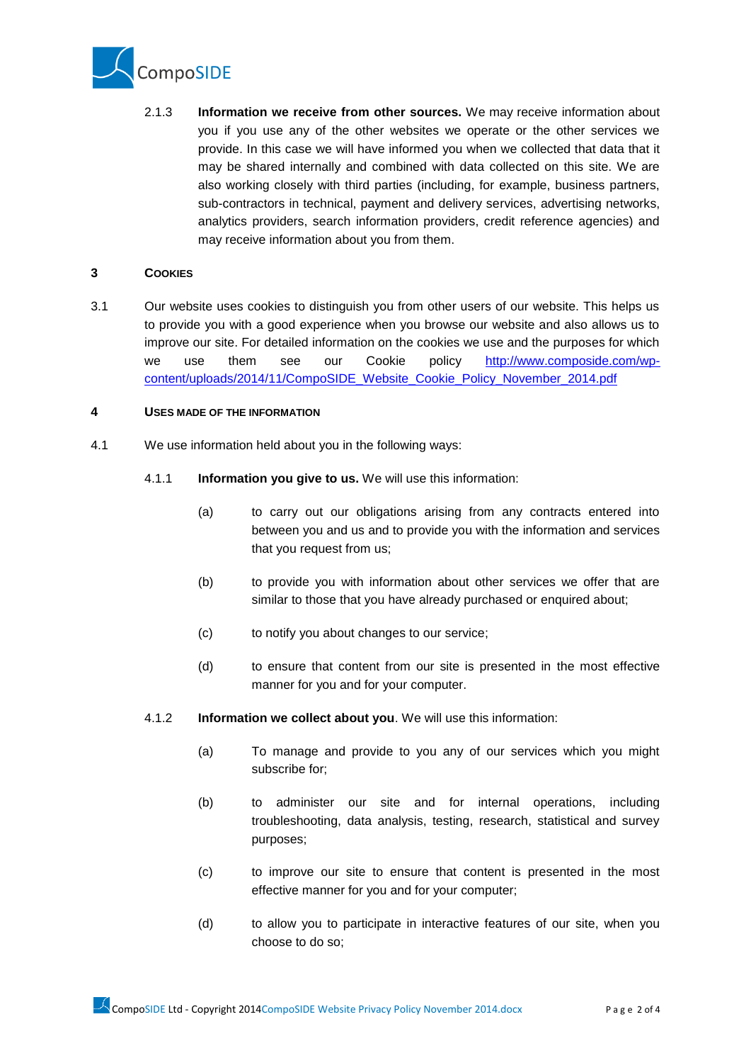2.1.3 **Information we receive from other sources.** We may receive information about you if you use any of the other websites we operate or the other services we provide. In this case we will have informed you when we collected that data that it may be shared internally and combined with data collected on this site. We are also working closely with third parties (including, for example, business partners, sub-contractors in technical, payment and delivery services, advertising networks, analytics providers, search information providers, credit reference agencies) and may receive information about you from them.

## 3 COOKIES

3.1 Our website uses cookies to distinguish you from other users of our website. This helps us to provide you with a good experience when you browse our website and also allows us to improve our site. For detailed information on the cookies we use and the purposes for which we use them see our Cookie policy [http://www.composide.com/wp-content/uploads/2014/11/CompoSIDE_Website_Cookie_Policy_November_2014.pdf](http://www.composide.com/wp-content/uploads/2014/11/CompoSIDE_Website_Cookie_Policy_November_2014.pdf)

## 4 USES MADE OF THE INFORMATION

4.1 We use information held about you in the following ways:

4.1.1 **Information you give to us.** We will use this information:

(a) to carry out our obligations arising from any contracts entered into between you and us and to provide you with the information and services that you request from us;

(b) to provide you with information about other services we offer that are similar to those that you have already purchased or enquired about;

(c) to notify you about changes to our service;

(d) to ensure that content from our site is presented in the most effective manner for you and for your computer.

4.1.2 **Information we collect about you**. We will use this information:

(a) To manage and provide to you any of our services which you might subscribe for;

(b) to administer our site and for internal operations, including troubleshooting, data analysis, testing, research, statistical and survey purposes;

(c) to improve our site to ensure that content is presented in the most effective manner for you and for your computer;

(d) to allow you to participate in interactive features of our site, when you choose to do so;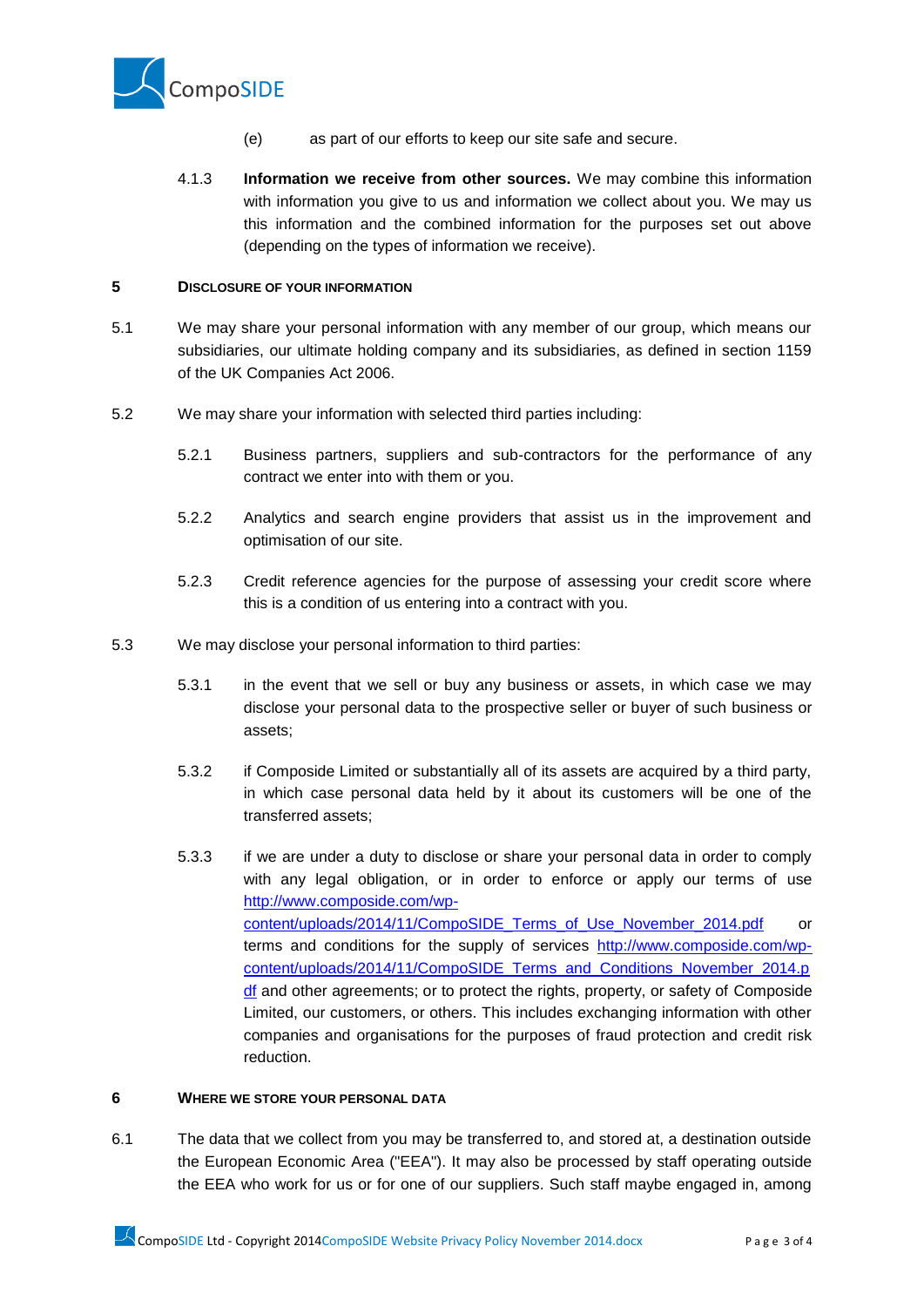(e) as part of our efforts to keep our site safe and secure.

4.1.3 **Information we receive from other sources.** We may combine this information with information you give to us and information we collect about you. We may us this information and the combined information for the purposes set out above (depending on the types of information we receive).

## 5 DISCLOSURE OF YOUR INFORMATION

5.1 We may share your personal information with any member of our group, which means our subsidiaries, our ultimate holding company and its subsidiaries, as defined in section 1159 of the UK Companies Act 2006.

5.2 We may share your information with selected third parties including:

5.2.1 Business partners, suppliers and sub-contractors for the performance of any contract we enter into with them or you.

5.2.2 Analytics and search engine providers that assist us in the improvement and optimisation of our site.

5.2.3 Credit reference agencies for the purpose of assessing your credit score where this is a condition of us entering into a contract with you.

5.3 We may disclose your personal information to third parties:

5.3.1 in the event that we sell or buy any business or assets, in which case we may disclose your personal data to the prospective seller or buyer of such business or assets;

5.3.2 if Composide Limited or substantially all of its assets are acquired by a third party, in which case personal data held by it about its customers will be one of the transferred assets;

5.3.3 if we are under a duty to disclose or share your personal data in order to comply with any legal obligation, or in order to enforce or apply our terms of use http://www.composide.com/wp-content/uploads/2014/11/CompoSIDE_Terms_of_Use_November_2014.pdf or terms and conditions for the supply of services http://www.composide.com/wp-content/uploads/2014/11/CompoSIDE_Terms_and_Conditions_November_2014.pdf and other agreements; or to protect the rights, property, or safety of Composide Limited, our customers, or others. This includes exchanging information with other companies and organisations for the purposes of fraud protection and credit risk reduction.

## 6 WHERE WE STORE YOUR PERSONAL DATA

6.1 The data that we collect from you may be transferred to, and stored at, a destination outside the European Economic Area ("EEA"). It may also be processed by staff operating outside the EEA who work for us or for one of our suppliers. Such staff maybe engaged in, among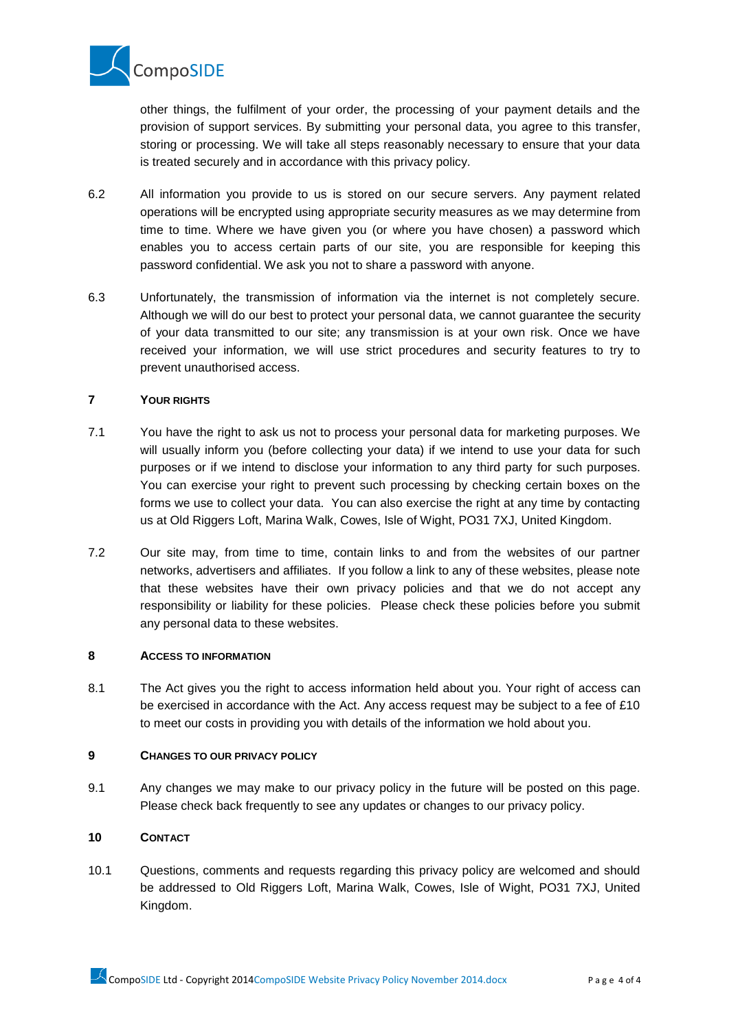other things, the fulfilment of your order, the processing of your payment details and the provision of support services. By submitting your personal data, you agree to this transfer, storing or processing. We will take all steps reasonably necessary to ensure that your data is treated securely and in accordance with this privacy policy.

6.2 All information you provide to us is stored on our secure servers. Any payment related operations will be encrypted using appropriate security measures as we may determine from time to time. Where we have given you (or where you have chosen) a password which enables you to access certain parts of our site, you are responsible for keeping this password confidential. We ask you not to share a password with anyone.

6.3 Unfortunately, the transmission of information via the internet is not completely secure. Although we will do our best to protect your personal data, we cannot guarantee the security of your data transmitted to our site; any transmission is at your own risk. Once we have received your information, we will use strict procedures and security features to try to prevent unauthorised access.

## 7 Your Rights

7.1 You have the right to ask us not to process your personal data for marketing purposes. We will usually inform you (before collecting your data) if we intend to use your data for such purposes or if we intend to disclose your information to any third party for such purposes. You can exercise your right to prevent such processing by checking certain boxes on the forms we use to collect your data. You can also exercise the right at any time by contacting us at Old Riggers Loft, Marina Walk, Cowes, Isle of Wight, PO31 7XJ, United Kingdom.

7.2 Our site may, from time to time, contain links to and from the websites of our partner networks, advertisers and affiliates. If you follow a link to any of these websites, please note that these websites have their own privacy policies and that we do not accept any responsibility or liability for these policies. Please check these policies before you submit any personal data to these websites.

## 8 Access to Information

8.1 The Act gives you the right to access information held about you. Your right of access can be exercised in accordance with the Act. Any access request may be subject to a fee of £10 to meet our costs in providing you with details of the information we hold about you.

## 9 Changes to Our Privacy Policy

9.1 Any changes we may make to our privacy policy in the future will be posted on this page. Please check back frequently to see any updates or changes to our privacy policy.

## 10 Contact

10.1 Questions, comments and requests regarding this privacy policy are welcomed and should be addressed to Old Riggers Loft, Marina Walk, Cowes, Isle of Wight, PO31 7XJ, United Kingdom.